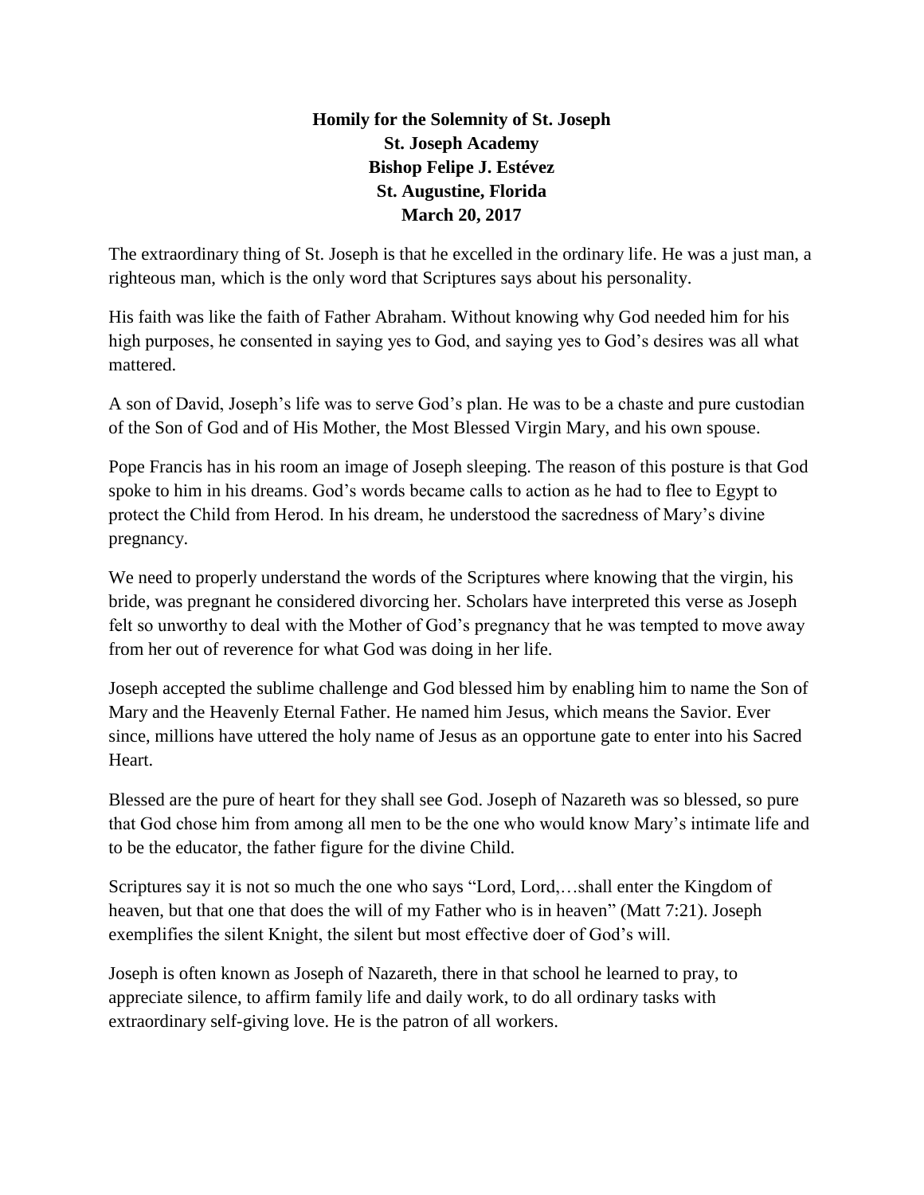**Homily for the Solemnity of St. Joseph**
**St. Joseph Academy**
**Bishop Felipe J. Estévez**
**St. Augustine, Florida**
**March 20, 2017**

The extraordinary thing of St. Joseph is that he excelled in the ordinary life. He was a just man, a righteous man, which is the only word that Scriptures says about his personality.

His faith was like the faith of Father Abraham. Without knowing why God needed him for his high purposes, he consented in saying yes to God, and saying yes to God's desires was all what mattered.

A son of David, Joseph's life was to serve God's plan. He was to be a chaste and pure custodian of the Son of God and of His Mother, the Most Blessed Virgin Mary, and his own spouse.

Pope Francis has in his room an image of Joseph sleeping. The reason of this posture is that God spoke to him in his dreams. God's words became calls to action as he had to flee to Egypt to protect the Child from Herod. In his dream, he understood the sacredness of Mary's divine pregnancy.

We need to properly understand the words of the Scriptures where knowing that the virgin, his bride, was pregnant he considered divorcing her. Scholars have interpreted this verse as Joseph felt so unworthy to deal with the Mother of God's pregnancy that he was tempted to move away from her out of reverence for what God was doing in her life.

Joseph accepted the sublime challenge and God blessed him by enabling him to name the Son of Mary and the Heavenly Eternal Father. He named him Jesus, which means the Savior. Ever since, millions have uttered the holy name of Jesus as an opportune gate to enter into his Sacred Heart.

Blessed are the pure of heart for they shall see God. Joseph of Nazareth was so blessed, so pure that God chose him from among all men to be the one who would know Mary's intimate life and to be the educator, the father figure for the divine Child.

Scriptures say it is not so much the one who says "Lord, Lord,…shall enter the Kingdom of heaven, but that one that does the will of my Father who is in heaven" (Matt 7:21). Joseph exemplifies the silent Knight, the silent but most effective doer of God's will.

Joseph is often known as Joseph of Nazareth, there in that school he learned to pray, to appreciate silence, to affirm family life and daily work, to do all ordinary tasks with extraordinary self-giving love. He is the patron of all workers.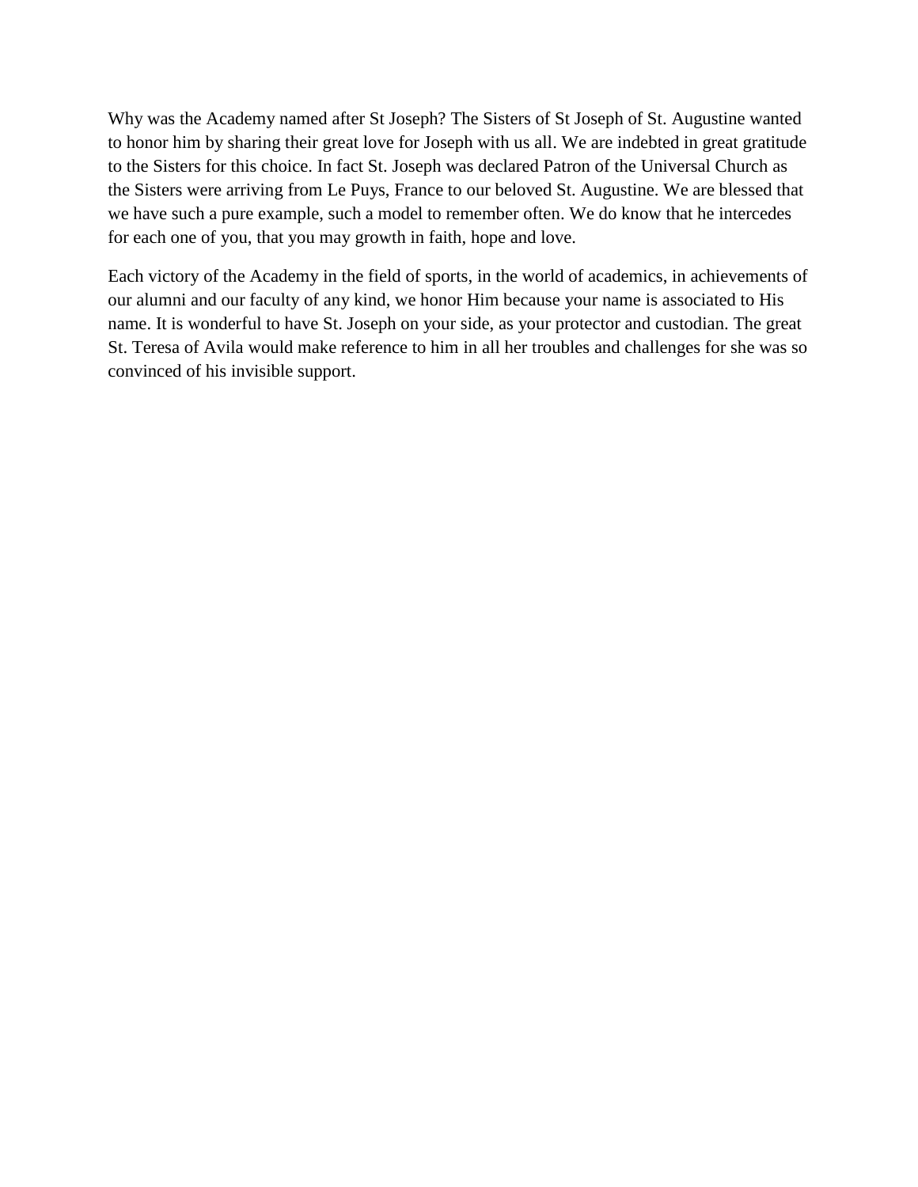Why was the Academy named after St Joseph? The Sisters of St Joseph of St. Augustine wanted to honor him by sharing their great love for Joseph with us all. We are indebted in great gratitude to the Sisters for this choice. In fact St. Joseph was declared Patron of the Universal Church as the Sisters were arriving from Le Puys, France to our beloved St. Augustine. We are blessed that we have such a pure example, such a model to remember often. We do know that he intercedes for each one of you, that you may growth in faith, hope and love.

Each victory of the Academy in the field of sports, in the world of academics, in achievements of our alumni and our faculty of any kind, we honor Him because your name is associated to His name. It is wonderful to have St. Joseph on your side, as your protector and custodian. The great St. Teresa of Avila would make reference to him in all her troubles and challenges for she was so convinced of his invisible support.